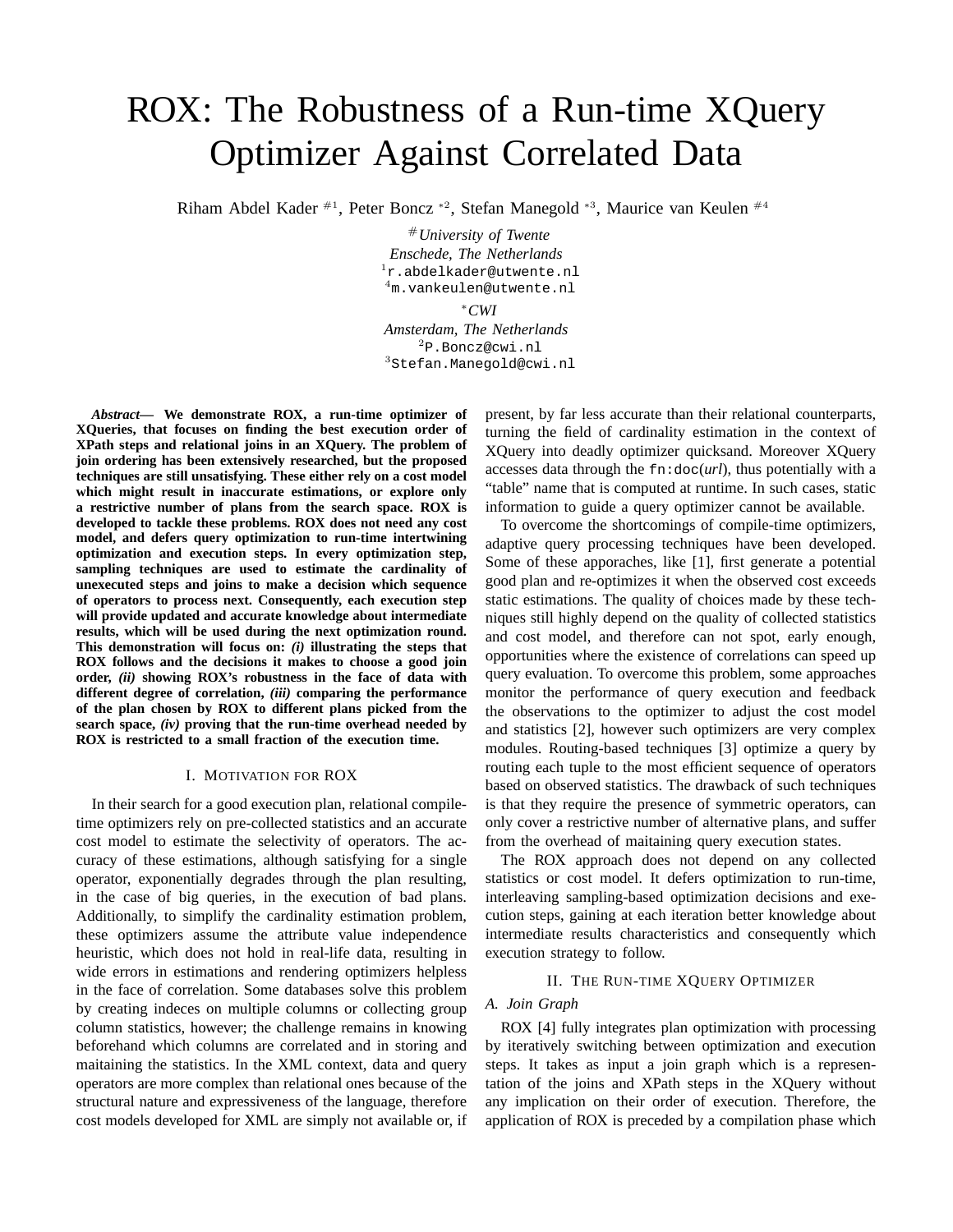# ROX: The Robustness of a Run-time XQuery Optimizer Against Correlated Data

Riham Abdel Kader #1, Peter Boncz *2, Stefan Manegold *3, Maurice van Keulen #4

# *University of Twente*
*Enschede, The Netherlands*
[1] r.abdelkader@utwente.nl
[4] m.vankeulen@utwente.nl

* *CWI*
*Amsterdam, The Netherlands*
[2] P.Boncz@cwi.nl
[3] Stefan.Manegold@cwi.nl

***Abstract*— We demonstrate ROX, a run-time optimizer of XQueries, that focuses on finding the best execution order of XPath steps and relational joins in an XQuery. The problem of join ordering has been extensively researched, but the proposed techniques are still unsatisfying. These either rely on a cost model which might result in inaccurate estimations, or explore only a restrictive number of plans from the search space. ROX is developed to tackle these problems. ROX does not need any cost model, and defers query optimization to run-time intertwining optimization and execution steps. In every optimization step, sampling techniques are used to estimate the cardinality of unexecuted steps and joins to make a decision which sequence of operators to process next. Consequently, each execution step will provide updated and accurate knowledge about intermediate results, which will be used during the next optimization round. This demonstration will focus on: *(i)* illustrating the steps that ROX follows and the decisions it makes to choose a good join order, *(ii)* showing ROX's robustness in the face of data with different degree of correlation, *(iii)* comparing the performance of the plan chosen by ROX to different plans picked from the search space, *(iv)* proving that the run-time overhead needed by ROX is restricted to a small fraction of the execution time.**

## I. Motivation for ROX

In their search for a good execution plan, relational compile-time optimizers rely on pre-collected statistics and an accurate cost model to estimate the selectivity of operators. The accuracy of these estimations, although satisfying for a single operator, exponentially degrades through the plan resulting, in the case of big queries, in the execution of bad plans. Additionally, to simplify the cardinality estimation problem, these optimizers assume the attribute value independence heuristic, which does not hold in real-life data, resulting in wide errors in estimations and rendering optimizers helpless in the face of correlation. Some databases solve this problem by creating indeces on multiple columns or collecting group column statistics, however; the challenge remains in knowing beforehand which columns are correlated and in storing and maitaining the statistics. In the XML context, data and query operators are more complex than relational ones because of the structural nature and expressiveness of the language, therefore cost models developed for XML are simply not available or, if present, by far less accurate than their relational counterparts, turning the field of cardinality estimation in the context of XQuery into deadly optimizer quicksand. Moreover XQuery accesses data through the `fn:doc`(*url*), thus potentially with a "table" name that is computed at runtime. In such cases, static information to guide a query optimizer cannot be available.

To overcome the shortcomings of compile-time optimizers, adaptive query processing techniques have been developed. Some of these apporaches, like [1], first generate a potential good plan and re-optimizes it when the observed cost exceeds static estimations. The quality of choices made by these techniques still highly depend on the quality of collected statistics and cost model, and therefore can not spot, early enough, opportunities where the existence of correlations can speed up query evaluation. To overcome this problem, some approaches monitor the performance of query execution and feedback the observations to the optimizer to adjust the cost model and statistics [2], however such optimizers are very complex modules. Routing-based techniques [3] optimize a query by routing each tuple to the most efficient sequence of operators based on observed statistics. The drawback of such techniques is that they require the presence of symmetric operators, can only cover a restrictive number of alternative plans, and suffer from the overhead of maitaining query execution states.

The ROX approach does not depend on any collected statistics or cost model. It defers optimization to run-time, interleaving sampling-based optimization decisions and execution steps, gaining at each iteration better knowledge about intermediate results characteristics and consequently which execution strategy to follow.

## II. The Run-time XQuery Optimizer

### A. Join Graph

ROX [4] fully integrates plan optimization with processing by iteratively switching between optimization and execution steps. It takes as input a join graph which is a representation of the joins and XPath steps in the XQuery without any implication on their order of execution. Therefore, the application of ROX is preceded by a compilation phase which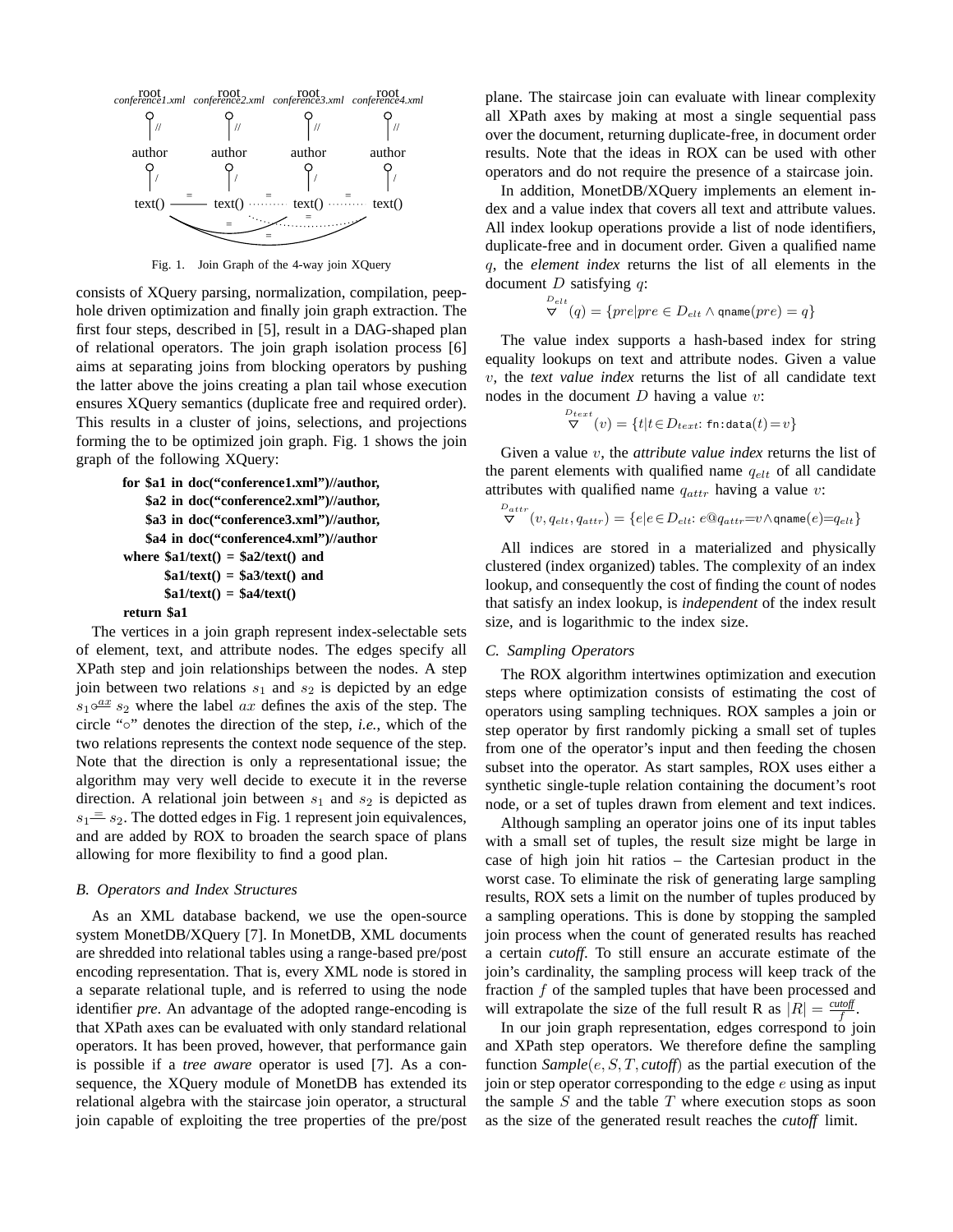root conference1.xml root conference2.xml root conference3.xml root conference4.xml

//

author author author author

/

text() text() text() text()

=

Fig. 1. Join Graph of the 4-way join XQuery

consists of XQuery parsing, normalization, compilation, peephole driven optimization and finally join graph extraction. The first four steps, described in [5], result in a DAG-shaped plan of relational operators. The join graph isolation process [6] aims at separating joins from blocking operators by pushing the latter above the joins creating a plan tail whose execution ensures XQuery semantics (duplicate free and required order). This results in a cluster of joins, selections, and projections forming the to be optimized join graph. Fig. 1 shows the join graph of the following XQuery:

```
for $a1 in doc("conference1.xml")//author,
    $a2 in doc("conference2.xml")//author,
    $a3 in doc("conference3.xml")//author,
    $a4 in doc("conference4.xml")//author
where $a1/text() = $a2/text() and
      $a1/text() = $a3/text() and
      $a1/text() = $a4/text()
return $a1
```

The vertices in a join graph represent index-selectable sets of element, text, and attribute nodes. The edges specify all XPath step and join relationships between the nodes. A step join between two relations $s_1$ and $s_2$ is depicted by an edge $s_1 \circ\!\!\overset{ax}{-\!-}\, s_2$ where the label $ax$ defines the axis of the step. The circle "∘" denotes the direction of the step, *i.e.*, which of the two relations represents the context node sequence of the step. Note that the direction is only a representational issue; the algorithm may very well decide to execute it in the reverse direction. A relational join between $s_1$ and $s_2$ is depicted as $s_1 \overset{=}{-\!-} s_2$. The dotted edges in Fig. 1 represent join equivalences, and are added by ROX to broaden the search space of plans allowing for more flexibility to find a good plan.

### B. Operators and Index Structures

As an XML database backend, we use the open-source system MonetDB/XQuery [7]. In MonetDB, XML documents are shredded into relational tables using a range-based pre/post encoding representation. That is, every XML node is stored in a separate relational tuple, and is referred to using the node identifier *pre*. An advantage of the adopted range-encoding is that XPath axes can be evaluated with only standard relational operators. It has been proved, however, that performance gain is possible if a *tree aware* operator is used [7]. As a consequence, the XQuery module of MonetDB has extended its relational algebra with the staircase join operator, a structural join capable of exploiting the tree properties of the pre/post plane. The staircase join can evaluate with linear complexity all XPath axes by making at most a single sequential pass over the document, returning duplicate-free, in document order results. Note that the ideas in ROX can be used with other operators and do not require the presence of a staircase join.

In addition, MonetDB/XQuery implements an element index and a value index that covers all text and attribute values. All index lookup operations provide a list of node identifiers, duplicate-free and in document order. Given a qualified name $q$, the *element index* returns the list of all elements in the document $D$ satisfying $q$:

$$\overset{D_{elt}}{\triangledown}(q) = \{pre | pre \in D_{elt} \wedge \texttt{qname}(pre) = q\}$$

The value index supports a hash-based index for string equality lookups on text and attribute nodes. Given a value $v$, the *text value index* returns the list of all candidate text nodes in the document $D$ having a value $v$:

$$\overset{D_{text}}{\triangledown}(v) = \{t | t \in D_{text} \colon \texttt{fn:data}(t) = v\}$$

Given a value $v$, the *attribute value index* returns the list of the parent elements with qualified name $q_{elt}$ of all candidate attributes with qualified name $q_{attr}$ having a value $v$:

$$\overset{D_{attr}}{\triangledown}(v, q_{elt}, q_{attr}) = \{e | e \in D_{elt} \colon e@q_{attr} = v \wedge \texttt{qname}(e) = q_{elt}\}$$

All indices are stored in a materialized and physically clustered (index organized) tables. The complexity of an index lookup, and consequently the cost of finding the count of nodes that satisfy an index lookup, is *independent* of the index result size, and is logarithmic to the index size.

### C. Sampling Operators

The ROX algorithm intertwines optimization and execution steps where optimization consists of estimating the cost of operators using sampling techniques. ROX samples a join or step operator by first randomly picking a small set of tuples from one of the operator's input and then feeding the chosen subset into the operator. As start samples, ROX uses either a synthetic single-tuple relation containing the document's root node, or a set of tuples drawn from element and text indices.

Although sampling an operator joins one of its input tables with a small set of tuples, the result size might be large in case of high join hit ratios – the Cartesian product in the worst case. To eliminate the risk of generating large sampling results, ROX sets a limit on the number of tuples produced by a sampling operations. This is done by stopping the sampled join process when the count of generated results has reached a certain *cutoff*. To still ensure an accurate estimate of the join's cardinality, the sampling process will keep track of the fraction $f$ of the sampled tuples that have been processed and will extrapolate the size of the full result R as $|R| = \frac{cutoff}{f}$.

In our join graph representation, edges correspond to join and XPath step operators. We therefore define the sampling function *Sample*$(e, S, T, cutoff)$ as the partial execution of the join or step operator corresponding to the edge $e$ using as input the sample $S$ and the table $T$ where execution stops as soon as the size of the generated result reaches the *cutoff* limit.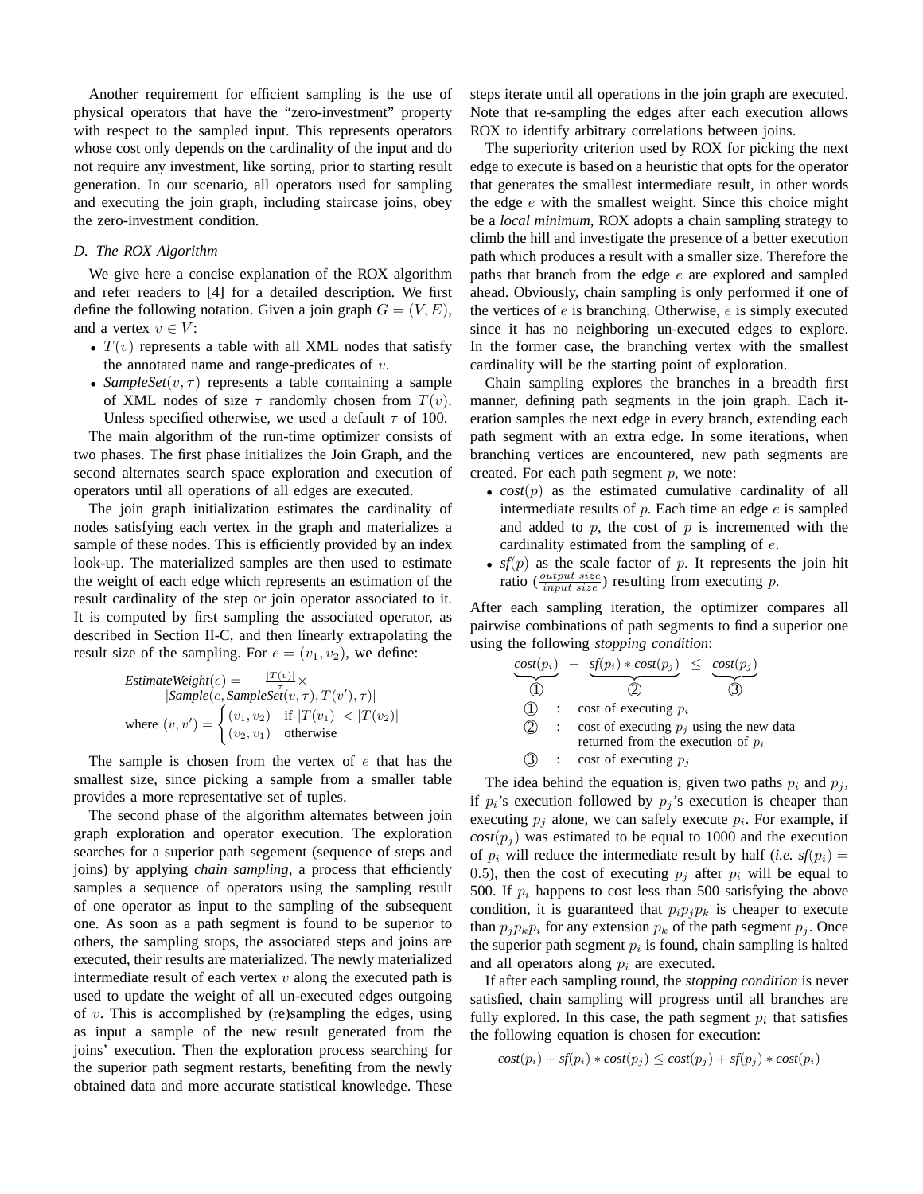Another requirement for efficient sampling is the use of physical operators that have the "zero-investment" property with respect to the sampled input. This represents operators whose cost only depends on the cardinality of the input and do not require any investment, like sorting, prior to starting result generation. In our scenario, all operators used for sampling and executing the join graph, including staircase joins, obey the zero-investment condition.

### D. The ROX Algorithm

We give here a concise explanation of the ROX algorithm and refer readers to [4] for a detailed description. We first define the following notation. Given a join graph $G = (V, E)$, and a vertex $v \in V$:

- $T(v)$ represents a table with all XML nodes that satisfy the annotated name and range-predicates of $v$.
- *SampleSet*$(v, \tau)$ represents a table containing a sample of XML nodes of size $\tau$ randomly chosen from $T(v)$. Unless specified otherwise, we used a default $\tau$ of 100.

The main algorithm of the run-time optimizer consists of two phases. The first phase initializes the Join Graph, and the second alternates search space exploration and execution of operators until all operations of all edges are executed.

The join graph initialization estimates the cardinality of nodes satisfying each vertex in the graph and materializes a sample of these nodes. This is efficiently provided by an index look-up. The materialized samples are then used to estimate the weight of each edge which represents an estimation of the result cardinality of the step or join operator associated to it. It is computed by first sampling the associated operator, as described in Section II-C, and then linearly extrapolating the result size of the sampling. For $e = (v_1, v_2)$, we define:

$$\textit{EstimateWeight}(e) = \frac{|T(v)|}{\tau} \times |\textit{Sample}(e, \textit{SampleSet}(v, \tau), T(v'), \tau)|$$

$$\text{where } (v, v') = \begin{cases} (v_1, v_2) & \text{if } |T(v_1)| < |T(v_2)| \\ (v_2, v_1) & \text{otherwise} \end{cases}$$

The sample is chosen from the vertex of $e$ that has the smallest size, since picking a sample from a smaller table provides a more representative set of tuples.

The second phase of the algorithm alternates between join graph exploration and operator execution. The exploration searches for a superior path segement (sequence of steps and joins) by applying *chain sampling*, a process that efficiently samples a sequence of operators using the sampling result of one operator as input to the sampling of the subsequent one. As soon as a path segment is found to be superior to others, the sampling stops, the associated steps and joins are executed, their results are materialized. The newly materialized intermediate result of each vertex $v$ along the executed path is used to update the weight of all un-executed edges outgoing of $v$. This is accomplished by (re)sampling the edges, using as input a sample of the new result generated from the joins' execution. Then the exploration process searching for the superior path segment restarts, benefiting from the newly obtained data and more accurate statistical knowledge. These steps iterate until all operations in the join graph are executed. Note that re-sampling the edges after each execution allows ROX to identify arbitrary correlations between joins.

The superiority criterion used by ROX for picking the next edge to execute is based on a heuristic that opts for the operator that generates the smallest intermediate result, in other words the edge $e$ with the smallest weight. Since this choice might be a *local minimum*, ROX adopts a chain sampling strategy to climb the hill and investigate the presence of a better execution path which produces a result with a smaller size. Therefore the paths that branch from the edge $e$ are explored and sampled ahead. Obviously, chain sampling is only performed if one of the vertices of $e$ is branching. Otherwise, $e$ is simply executed since it has no neighboring un-executed edges to explore. In the former case, the branching vertex with the smallest cardinality will be the starting point of exploration.

Chain sampling explores the branches in a breadth first manner, defining path segments in the join graph. Each iteration samples the next edge in every branch, extending each path segment with an extra edge. In some iterations, when branching vertices are encountered, new path segments are created. For each path segment $p$, we note:

- *cost*$(p)$ as the estimated cumulative cardinality of all intermediate results of $p$. Each time an edge $e$ is sampled and added to $p$, the cost of $p$ is incremented with the cardinality estimated from the sampling of $e$.
- *sf*$(p)$ as the scale factor of $p$. It represents the join hit ratio ($\frac{output\_size}{input\_size}$) resulting from executing $p$.

After each sampling iteration, the optimizer compares all pairwise combinations of path segments to find a superior one using the following *stopping condition*:

$$\underbrace{\textit{cost}(p_i)}_{①} + \underbrace{\textit{sf}(p_i) * \textit{cost}(p_j)}_{②} \leq \underbrace{\textit{cost}(p_j)}_{③}$$

① : cost of executing $p_i$

② : cost of executing $p_j$ using the new data returned from the execution of $p_i$

③ : cost of executing $p_j$

The idea behind the equation is, given two paths $p_i$ and $p_j$, if $p_i$'s execution followed by $p_j$'s execution is cheaper than executing $p_j$ alone, we can safely execute $p_i$. For example, if *cost*$(p_j)$ was estimated to be equal to 1000 and the execution of $p_i$ will reduce the intermediate result by half (*i.e.* *sf*$(p_i) = 0.5$), then the cost of executing $p_j$ after $p_i$ will be equal to 500. If $p_i$ happens to cost less than 500 satisfying the above condition, it is guaranteed that $p_i p_j p_k$ is cheaper to execute than $p_j p_k p_i$ for any extension $p_k$ of the path segment $p_j$. Once the superior path segment $p_i$ is found, chain sampling is halted and all operators along $p_i$ are executed.

If after each sampling round, the *stopping condition* is never satisfied, chain sampling will progress until all branches are fully explored. In this case, the path segment $p_i$ that satisfies the following equation is chosen for execution:

$$\textit{cost}(p_i) + \textit{sf}(p_i) * \textit{cost}(p_j) \leq \textit{cost}(p_j) + \textit{sf}(p_j) * \textit{cost}(p_i)$$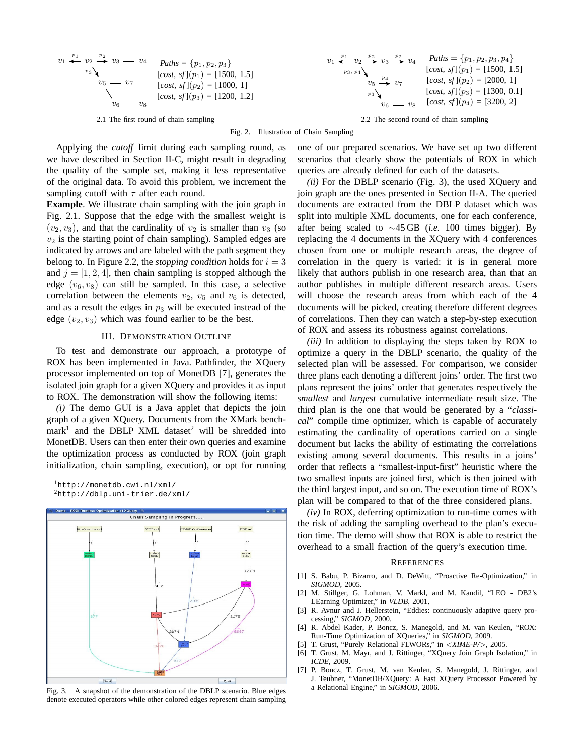$v_1 \xleftarrow{p_1} v_2 \xrightarrow{p_2} v_3 — v_4$

*Paths* = $\{p_1, p_2, p_3\}$
[*cost*, *sf*]($p_1$) = [1500, 1.5]
[*cost*, *sf*]($p_2$) = [1000, 1]
[*cost*, *sf*]($p_3$) = [1200, 1.2]

2.1 The first round of chain sampling

*Paths* = $\{p_1, p_2, p_3, p_4\}$
[*cost*, *sf*]($p_1$) = [1500, 1.5]
[*cost*, *sf*]($p_2$) = [2000, 1]
[*cost*, *sf*]($p_3$) = [1300, 0.1]
[*cost*, *sf*]($p_4$) = [3200, 2]

2.2 The second round of chain sampling

Fig. 2. Illustration of Chain Sampling

Applying the *cutoff* limit during each sampling round, as we have described in Section II-C, might result in degrading the quality of the sample set, making it less representative of the original data. To avoid this problem, we increment the sampling cutoff with $\tau$ after each round.

**Example**. We illustrate chain sampling with the join graph in Fig. 2.1. Suppose that the edge with the smallest weight is $(v_2, v_3)$, and that the cardinality of $v_2$ is smaller than $v_3$ (so $v_2$ is the starting point of chain sampling). Sampled edges are indicated by arrows and are labeled with the path segment they belong to. In Figure 2.2, the *stopping condition* holds for $i = 3$ and $j = [1, 2, 4]$, then chain sampling is stopped although the edge $(v_6, v_8)$ can still be sampled. In this case, a selective correlation between the elements $v_2$, $v_5$ and $v_6$ is detected, and as a result the edges in $p_3$ will be executed instead of the edge $(v_2, v_3)$ which was found earlier to be the best.

## III. Demonstration Outline

To test and demonstrate our approach, a prototype of ROX has been implemented in Java. Pathfinder, the XQuery processor implemented on top of MonetDB [7], generates the isolated join graph for a given XQuery and provides it as input to ROX. The demonstration will show the following items:

*(i)* The demo GUI is a Java applet that depicts the join graph of a given XQuery. Documents from the XMark benchmark[1] and the DBLP XML dataset[2] will be shredded into MonetDB. Users can then enter their own queries and examine the optimization process as conducted by ROX (join graph initialization, chain sampling, execution), or opt for running one of our prepared scenarios. We have set up two different scenarios that clearly show the potentials of ROX in which queries are already defined for each of the datasets.

*(ii)* For the DBLP scenario (Fig. 3), the used XQuery and join graph are the ones presented in Section II-A. The queried documents are extracted from the DBLP dataset which was split into multiple XML documents, one for each conference, after being scaled to ∼45 GB (*i.e.* 100 times bigger). By replacing the 4 documents in the XQuery with 4 conferences chosen from one or multiple research areas, the degree of correlation in the query is varied: it is in general more likely that authors publish in one research area, than that an author publishes in multiple different research areas. Users will choose the research areas from which each of the 4 documents will be picked, creating therefore different degrees of correlations. Then they can watch a step-by-step execution of ROX and assess its robustness against correlations.

*(iii)* In addition to displaying the steps taken by ROX to optimize a query in the DBLP scenario, the quality of the selected plan will be assessed. For comparison, we consider three plans each denoting a different joins' order. The first two plans represent the joins' order that generates respectively the *smallest* and *largest* cumulative intermediate result size. The third plan is the one that would be generated by a "*classical*" compile time optimizer, which is capable of accurately estimating the cardinality of operations carried on a single document but lacks the ability of estimating the correlations existing among several documents. This results in a joins' order that reflects a "smallest-input-first" heuristic where the two smallest inputs are joined first, which is then joined with the third largest input, and so on. The execution time of ROX's plan will be compared to that of the three considered plans.

*(iv)* In ROX, deferring optimization to run-time comes with the risk of adding the sampling overhead to the plan's execution time. The demo will show that ROX is able to restrict the overhead to a small fraction of the query's execution time.

[1] `http://monetdb.cwi.nl/xml/`
[2] `http://dblp.uni-trier.de/xml/`

Fig. 3. A snapshot of the demonstration of the DBLP scenario. Blue edges denote executed operators while other colored edges represent chain sampling

## References

[1] S. Babu, P. Bizarro, and D. DeWitt, "Proactive Re-Optimization," in *SIGMOD*, 2005.

[2] M. Stillger, G. Lohman, V. Markl, and M. Kandil, "LEO - DB2's LEarning Optimizer," in *VLDB*, 2001.

[3] R. Avnur and J. Hellerstein, "Eddies: continuously adaptive query processing," *SIGMOD*, 2000.

[4] R. Abdel Kader, P. Boncz, S. Manegold, and M. van Keulen, "ROX: Run-Time Optimization of XQueries," in *SIGMOD*, 2009.

[5] T. Grust, "Purely Relational FLWORs," in *<XIME-P/>*, 2005.

[6] T. Grust, M. Mayr, and J. Rittinger, "XQuery Join Graph Isolation," in *ICDE*, 2009.

[7] P. Boncz, T. Grust, M. van Keulen, S. Manegold, J. Rittinger, and J. Teubner, "MonetDB/XQuery: A Fast XQuery Processor Powered by a Relational Engine," in *SIGMOD*, 2006.